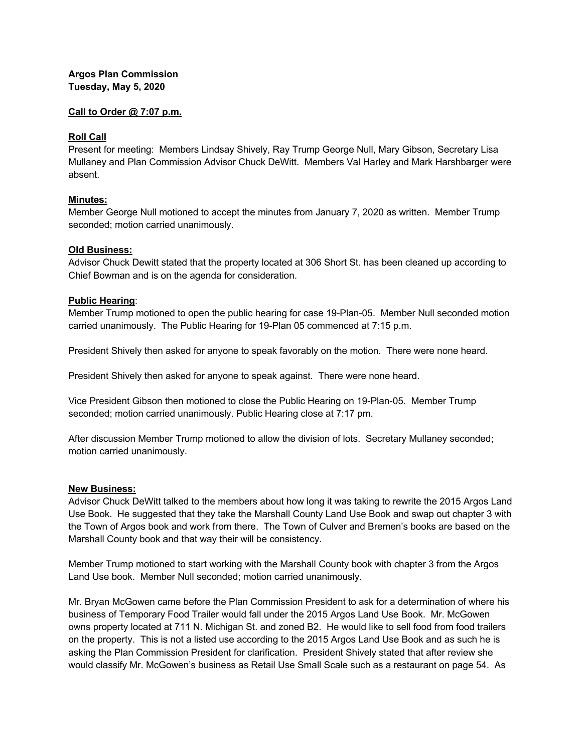**Argos Plan Commission**
**Tuesday, May 5, 2020**

**Call to Order @ 7:07 p.m.**

**Roll Call**
Present for meeting: Members Lindsay Shively, Ray Trump George Null, Mary Gibson, Secretary Lisa Mullaney and Plan Commission Advisor Chuck DeWitt. Members Val Harley and Mark Harshbarger were absent.

**Minutes:**
Member George Null motioned to accept the minutes from January 7, 2020 as written. Member Trump seconded; motion carried unanimously.

**Old Business:**
Advisor Chuck Dewitt stated that the property located at 306 Short St. has been cleaned up according to Chief Bowman and is on the agenda for consideration.

**Public Hearing**:
Member Trump motioned to open the public hearing for case 19-Plan-05. Member Null seconded motion carried unanimously. The Public Hearing for 19-Plan 05 commenced at 7:15 p.m.

President Shively then asked for anyone to speak favorably on the motion. There were none heard.

President Shively then asked for anyone to speak against. There were none heard.

Vice President Gibson then motioned to close the Public Hearing on 19-Plan-05. Member Trump seconded; motion carried unanimously. Public Hearing close at 7:17 pm.

After discussion Member Trump motioned to allow the division of lots. Secretary Mullaney seconded; motion carried unanimously.

**New Business:**
Advisor Chuck DeWitt talked to the members about how long it was taking to rewrite the 2015 Argos Land Use Book. He suggested that they take the Marshall County Land Use Book and swap out chapter 3 with the Town of Argos book and work from there. The Town of Culver and Bremen's books are based on the Marshall County book and that way their will be consistency.

Member Trump motioned to start working with the Marshall County book with chapter 3 from the Argos Land Use book. Member Null seconded; motion carried unanimously.

Mr. Bryan McGowen came before the Plan Commission President to ask for a determination of where his business of Temporary Food Trailer would fall under the 2015 Argos Land Use Book. Mr. McGowen owns property located at 711 N. Michigan St. and zoned B2. He would like to sell food from food trailers on the property. This is not a listed use according to the 2015 Argos Land Use Book and as such he is asking the Plan Commission President for clarification. President Shively stated that after review she would classify Mr. McGowen's business as Retail Use Small Scale such as a restaurant on page 54. As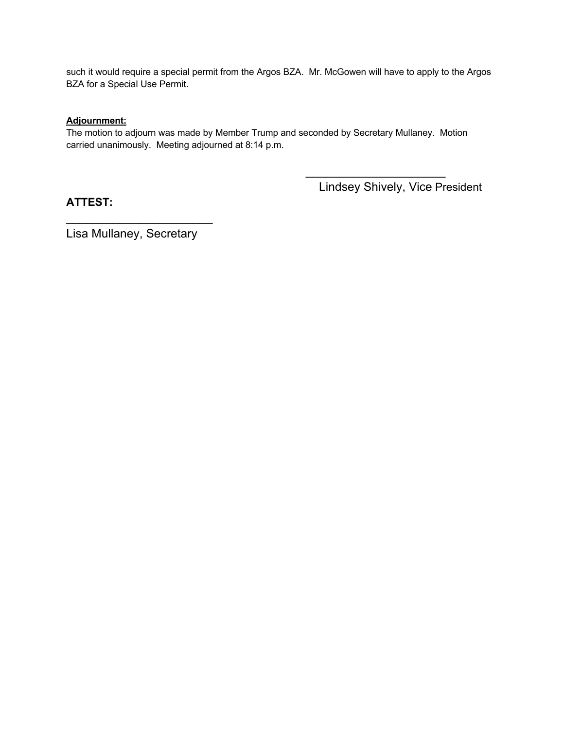such it would require a special permit from the Argos BZA. Mr. McGowen will have to apply to the Argos BZA for a Special Use Permit.

**Adjournment:**

The motion to adjourn was made by Member Trump and seconded by Secretary Mullaney. Motion carried unanimously. Meeting adjourned at 8:14 p.m.

\_\_\_\_\_\_\_\_\_\_\_\_\_\_\_\_\_\_\_\_\_\_\_\_

Lindsey Shively, Vice President

**ATTEST:**

\_\_\_\_\_\_\_\_\_\_\_\_\_\_\_\_\_\_\_\_\_\_\_\_

Lisa Mullaney, Secretary